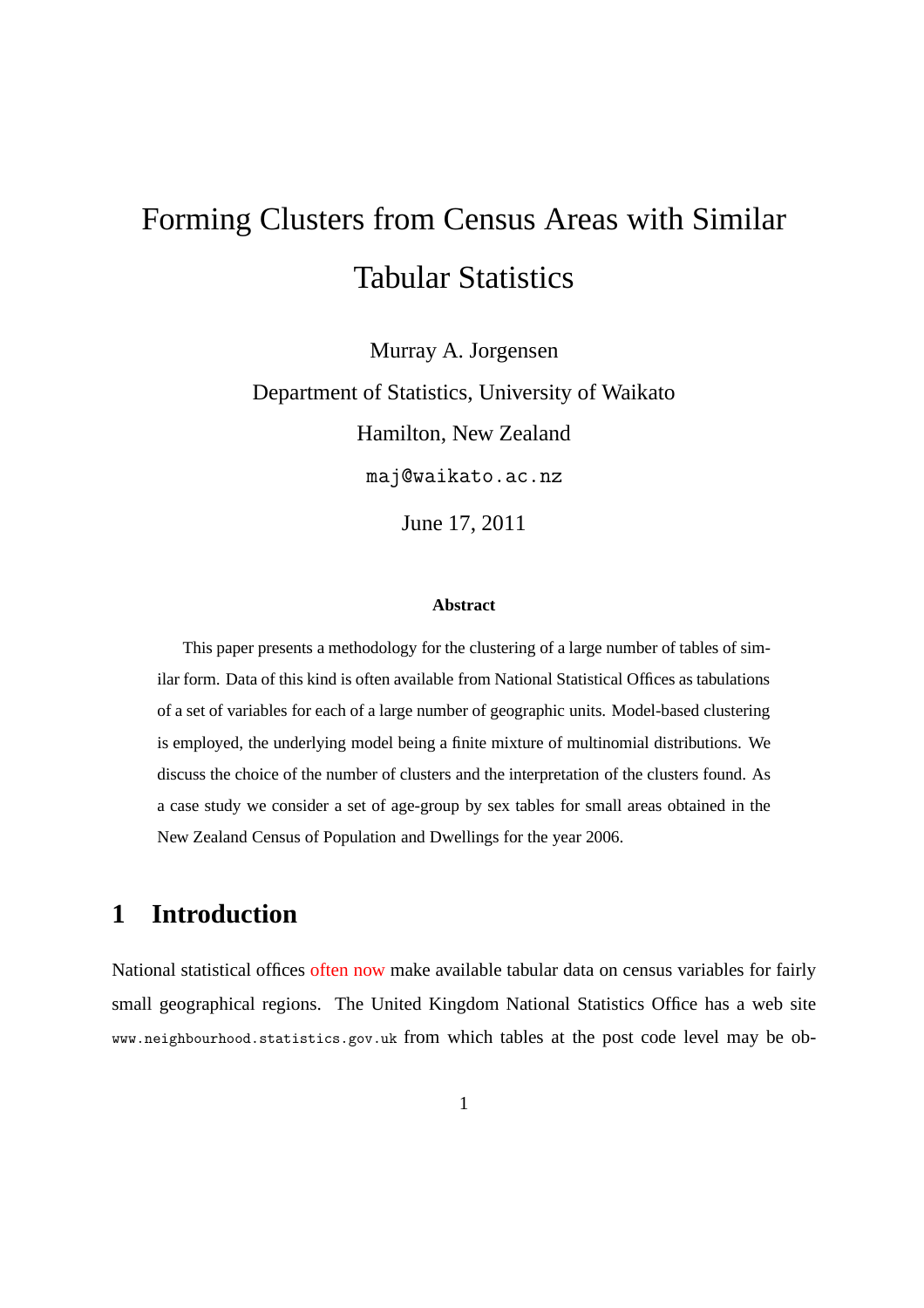# Forming Clusters from Census Areas with Similar Tabular Statistics

Murray A. Jorgensen

Department of Statistics, University of Waikato

Hamilton, New Zealand

maj@waikato.ac.nz

June 17, 2011

**Abstract**

This paper presents a methodology for the clustering of a large number of tables of similar form. Data of this kind is often available from National Statistical Offices as tabulations of a set of variables for each of a large number of geographic units. Model-based clustering is employed, the underlying model being a finite mixture of multinomial distributions. We discuss the choice of the number of clusters and the interpretation of the clusters found. As a case study we consider a set of age-group by sex tables for small areas obtained in the New Zealand Census of Population and Dwellings for the year 2006.

## 1 Introduction

National statistical offices often now make available tabular data on census variables for fairly small geographical regions. The United Kingdom National Statistics Office has a web site www.neighbourhood.statistics.gov.uk from which tables at the post code level may be ob-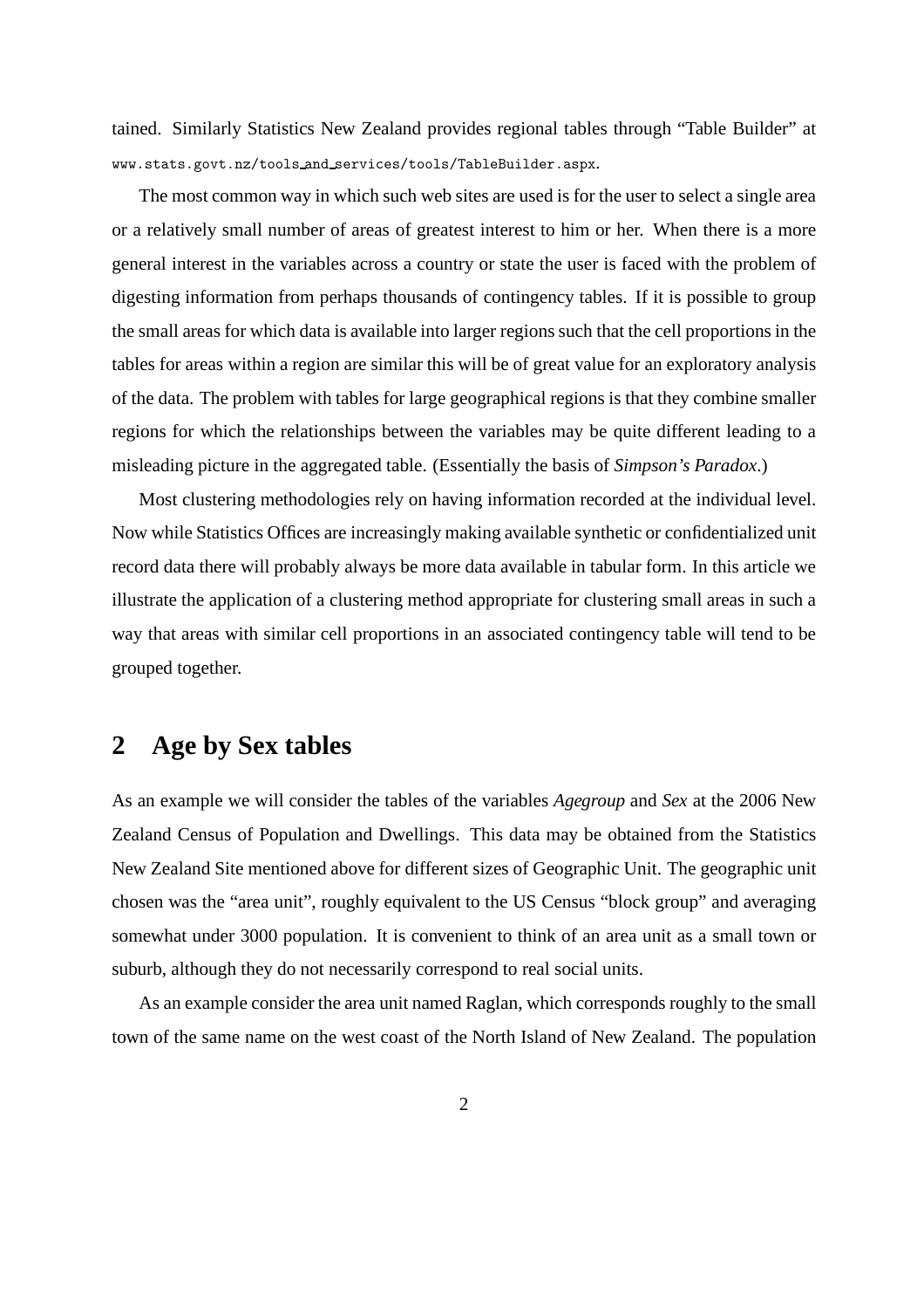tained. Similarly Statistics New Zealand provides regional tables through "Table Builder" at www.stats.govt.nz/tools_and_services/tools/TableBuilder.aspx.

The most common way in which such web sites are used is for the user to select a single area or a relatively small number of areas of greatest interest to him or her. When there is a more general interest in the variables across a country or state the user is faced with the problem of digesting information from perhaps thousands of contingency tables. If it is possible to group the small areas for which data is available into larger regions such that the cell proportions in the tables for areas within a region are similar this will be of great value for an exploratory analysis of the data. The problem with tables for large geographical regions is that they combine smaller regions for which the relationships between the variables may be quite different leading to a misleading picture in the aggregated table. (Essentially the basis of *Simpson's Paradox*.)

Most clustering methodologies rely on having information recorded at the individual level. Now while Statistics Offices are increasingly making available synthetic or confidentialized unit record data there will probably always be more data available in tabular form. In this article we illustrate the application of a clustering method appropriate for clustering small areas in such a way that areas with similar cell proportions in an associated contingency table will tend to be grouped together.

## 2 Age by Sex tables

As an example we will consider the tables of the variables *Agegroup* and *Sex* at the 2006 New Zealand Census of Population and Dwellings. This data may be obtained from the Statistics New Zealand Site mentioned above for different sizes of Geographic Unit. The geographic unit chosen was the "area unit", roughly equivalent to the US Census "block group" and averaging somewhat under 3000 population. It is convenient to think of an area unit as a small town or suburb, although they do not necessarily correspond to real social units.

As an example consider the area unit named Raglan, which corresponds roughly to the small town of the same name on the west coast of the North Island of New Zealand. The population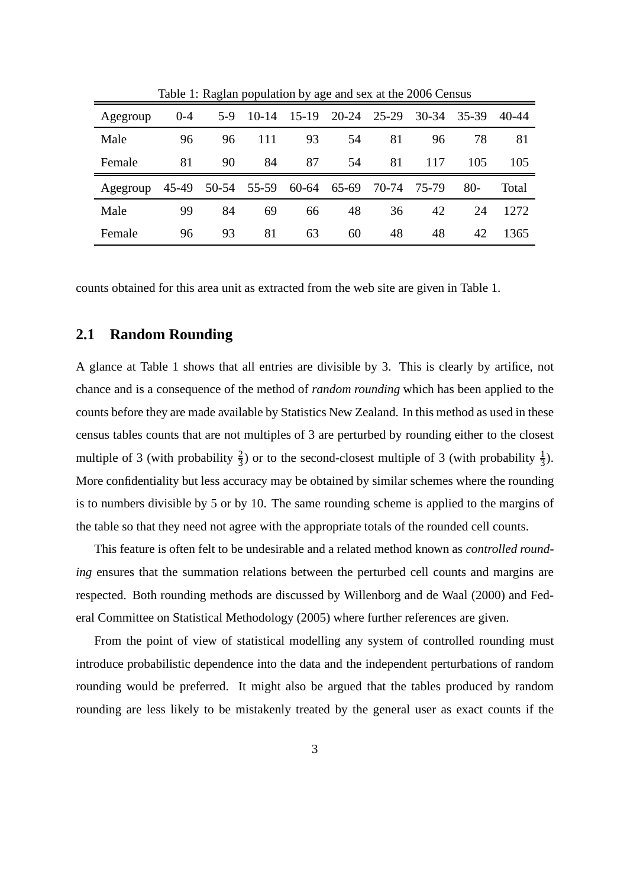Table 1: Raglan population by age and sex at the 2006 Census

| Agegroup | 0-4 | 5-9 | 10-14 | 15-19 | 20-24 | 25-29 | 30-34 | 35-39 | 40-44 |
|---|---|---|---|---|---|---|---|---|---|
| Male | 96 | 96 | 111 | 93 | 54 | 81 | 96 | 78 | 81 |
| Female | 81 | 90 | 84 | 87 | 54 | 81 | 117 | 105 | 105 |
| **Agegroup** | **45-49** | **50-54** | **55-59** | **60-64** | **65-69** | **70-74** | **75-79** | **80-** | **Total** |
| Male | 99 | 84 | 69 | 66 | 48 | 36 | 42 | 24 | 1272 |
| Female | 96 | 93 | 81 | 63 | 60 | 48 | 48 | 42 | 1365 |

counts obtained for this area unit as extracted from the web site are given in Table 1.

## 2.1 Random Rounding

A glance at Table 1 shows that all entries are divisible by 3. This is clearly by artifice, not chance and is a consequence of the method of *random rounding* which has been applied to the counts before they are made available by Statistics New Zealand. In this method as used in these census tables counts that are not multiples of 3 are perturbed by rounding either to the closest multiple of 3 (with probability $\frac{2}{3}$) or to the second-closest multiple of 3 (with probability $\frac{1}{3}$). More confidentiality but less accuracy may be obtained by similar schemes where the rounding is to numbers divisible by 5 or by 10. The same rounding scheme is applied to the margins of the table so that they need not agree with the appropriate totals of the rounded cell counts.

This feature is often felt to be undesirable and a related method known as *controlled rounding* ensures that the summation relations between the perturbed cell counts and margins are respected. Both rounding methods are discussed by Willenborg and de Waal (2000) and Federal Committee on Statistical Methodology (2005) where further references are given.

From the point of view of statistical modelling any system of controlled rounding must introduce probabilistic dependence into the data and the independent perturbations of random rounding would be preferred. It might also be argued that the tables produced by random rounding are less likely to be mistakenly treated by the general user as exact counts if the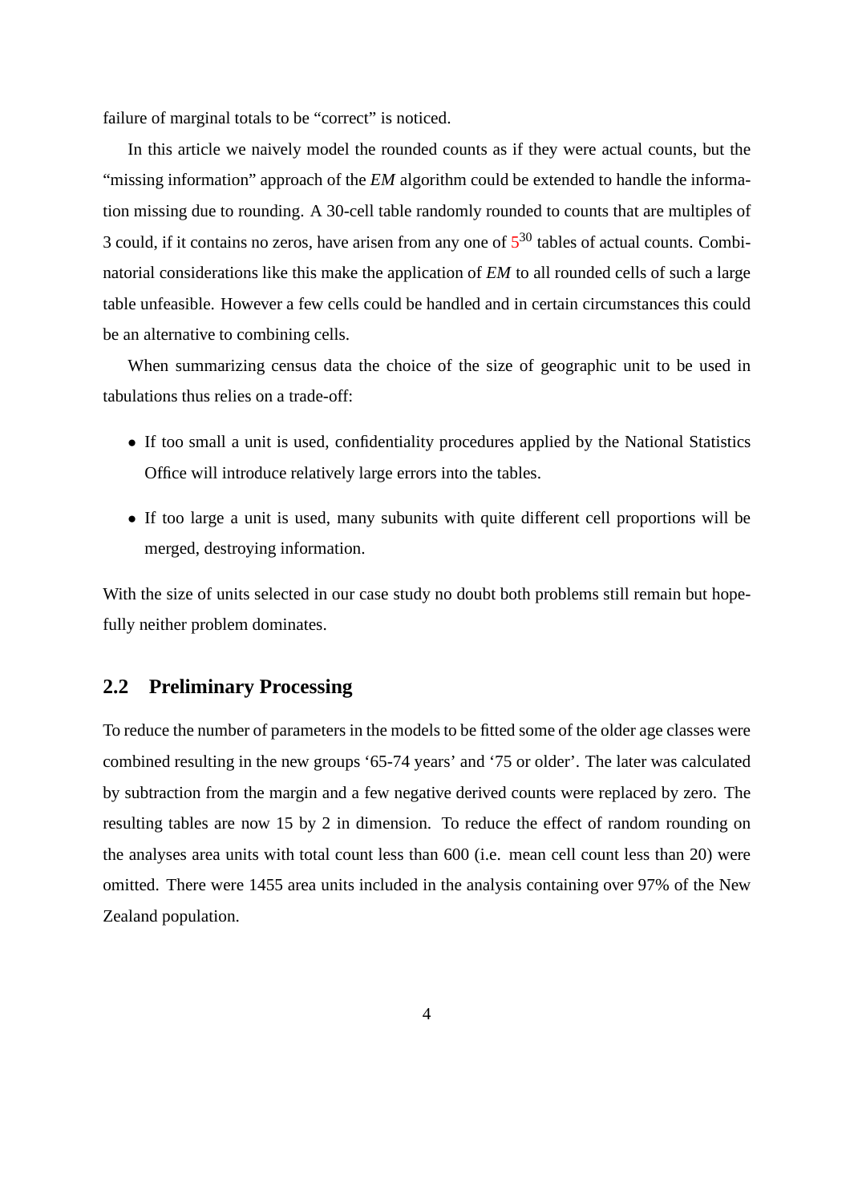failure of marginal totals to be "correct" is noticed.

In this article we naively model the rounded counts as if they were actual counts, but the "missing information" approach of the *EM* algorithm could be extended to handle the information missing due to rounding. A 30-cell table randomly rounded to counts that are multiples of 3 could, if it contains no zeros, have arisen from any one of $5^{30}$ tables of actual counts. Combinatorial considerations like this make the application of *EM* to all rounded cells of such a large table unfeasible. However a few cells could be handled and in certain circumstances this could be an alternative to combining cells.

When summarizing census data the choice of the size of geographic unit to be used in tabulations thus relies on a trade-off:

- If too small a unit is used, confidentiality procedures applied by the National Statistics Office will introduce relatively large errors into the tables.
- If too large a unit is used, many subunits with quite different cell proportions will be merged, destroying information.

With the size of units selected in our case study no doubt both problems still remain but hopefully neither problem dominates.

## 2.2 Preliminary Processing

To reduce the number of parameters in the models to be fitted some of the older age classes were combined resulting in the new groups '65-74 years' and '75 or older'. The later was calculated by subtraction from the margin and a few negative derived counts were replaced by zero. The resulting tables are now 15 by 2 in dimension. To reduce the effect of random rounding on the analyses area units with total count less than 600 (i.e. mean cell count less than 20) were omitted. There were 1455 area units included in the analysis containing over 97% of the New Zealand population.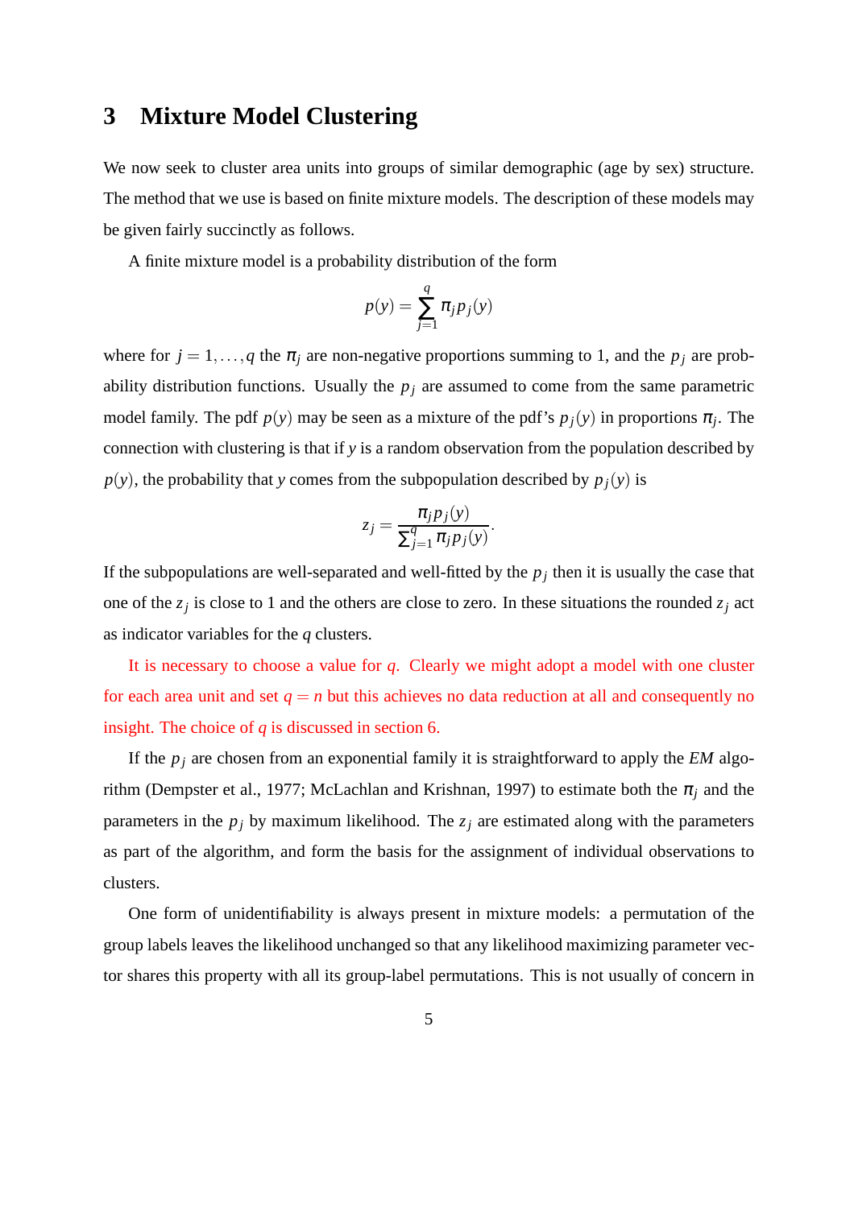## 3 Mixture Model Clustering

We now seek to cluster area units into groups of similar demographic (age by sex) structure. The method that we use is based on finite mixture models. The description of these models may be given fairly succinctly as follows.

A finite mixture model is a probability distribution of the form

$$p(y) = \sum_{j=1}^{q} \pi_j p_j(y)$$

where for $j = 1, \ldots, q$ the $\pi_j$ are non-negative proportions summing to 1, and the $p_j$ are probability distribution functions. Usually the $p_j$ are assumed to come from the same parametric model family. The pdf $p(y)$ may be seen as a mixture of the pdf's $p_j(y)$ in proportions $\pi_j$. The connection with clustering is that if $y$ is a random observation from the population described by $p(y)$, the probability that $y$ comes from the subpopulation described by $p_j(y)$ is

$$z_j = \frac{\pi_j p_j(y)}{\sum_{j=1}^{q} \pi_j p_j(y)}.$$

If the subpopulations are well-separated and well-fitted by the $p_j$ then it is usually the case that one of the $z_j$ is close to 1 and the others are close to zero. In these situations the rounded $z_j$ act as indicator variables for the $q$ clusters.

It is necessary to choose a value for $q$. Clearly we might adopt a model with one cluster for each area unit and set $q = n$ but this achieves no data reduction at all and consequently no insight. The choice of $q$ is discussed in section 6.

If the $p_j$ are chosen from an exponential family it is straightforward to apply the *EM* algorithm (Dempster et al., 1977; McLachlan and Krishnan, 1997) to estimate both the $\pi_j$ and the parameters in the $p_j$ by maximum likelihood. The $z_j$ are estimated along with the parameters as part of the algorithm, and form the basis for the assignment of individual observations to clusters.

One form of unidentifiability is always present in mixture models: a permutation of the group labels leaves the likelihood unchanged so that any likelihood maximizing parameter vector shares this property with all its group-label permutations. This is not usually of concern in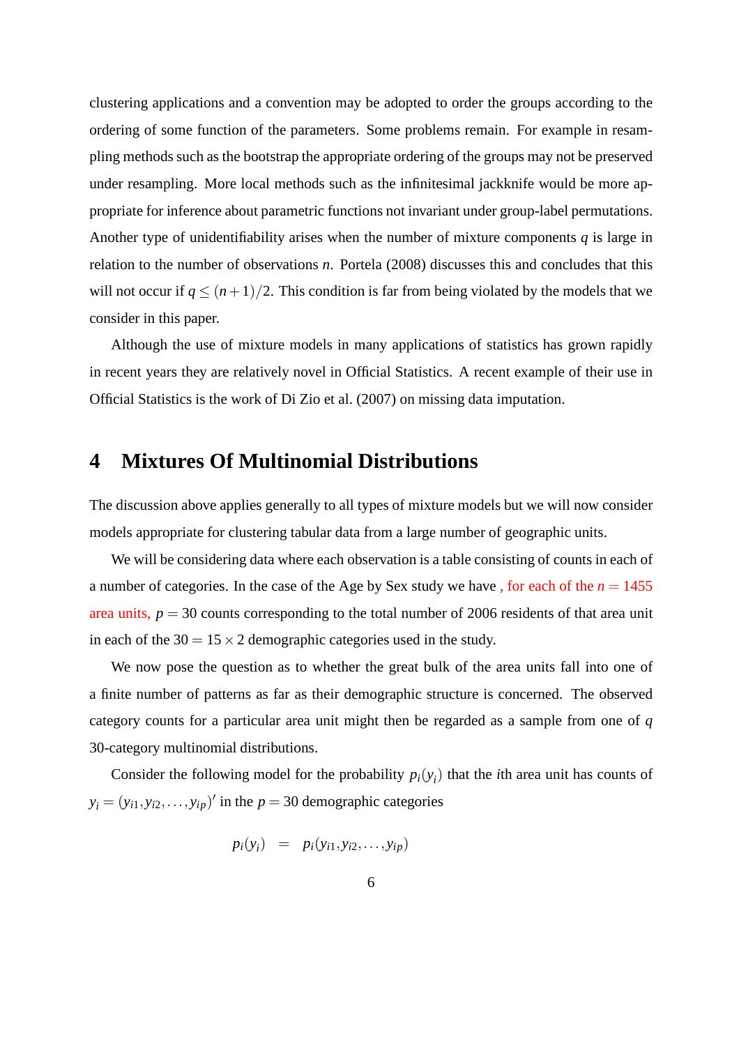clustering applications and a convention may be adopted to order the groups according to the ordering of some function of the parameters. Some problems remain. For example in resampling methods such as the bootstrap the appropriate ordering of the groups may not be preserved under resampling. More local methods such as the infinitesimal jackknife would be more appropriate for inference about parametric functions not invariant under group-label permutations. Another type of unidentifiability arises when the number of mixture components $q$ is large in relation to the number of observations $n$. Portela (2008) discusses this and concludes that this will not occur if $q \leq (n+1)/2$. This condition is far from being violated by the models that we consider in this paper.

Although the use of mixture models in many applications of statistics has grown rapidly in recent years they are relatively novel in Official Statistics. A recent example of their use in Official Statistics is the work of Di Zio et al. (2007) on missing data imputation.

# 4 Mixtures Of Multinomial Distributions

The discussion above applies generally to all types of mixture models but we will now consider models appropriate for clustering tabular data from a large number of geographic units.

We will be considering data where each observation is a table consisting of counts in each of a number of categories. In the case of the Age by Sex study we have , for each of the $n = 1455$ area units, $p = 30$ counts corresponding to the total number of 2006 residents of that area unit in each of the $30 = 15 \times 2$ demographic categories used in the study.

We now pose the question as to whether the great bulk of the area units fall into one of a finite number of patterns as far as their demographic structure is concerned. The observed category counts for a particular area unit might then be regarded as a sample from one of $q$ 30-category multinomial distributions.

Consider the following model for the probability $p_i(y_i)$ that the $i$th area unit has counts of $y_i = (y_{i1}, y_{i2}, \ldots, y_{ip})'$ in the $p = 30$ demographic categories

$$p_i(y_i) \quad = \quad p_i(y_{i1}, y_{i2}, \ldots, y_{ip})$$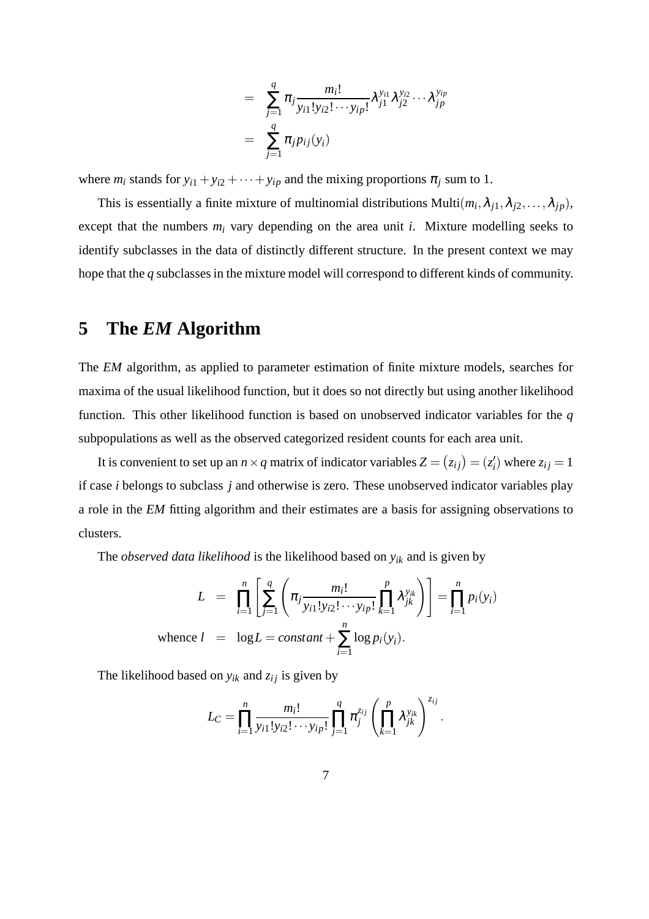$$
\begin{aligned}
&= \sum_{j=1}^{q} \pi_j \frac{m_i!}{y_{i1}!y_{i2}!\cdots y_{ip}!} \lambda_{j1}^{y_{i1}} \lambda_{j2}^{y_{i2}} \cdots \lambda_{jp}^{y_{ip}} \\
&= \sum_{j=1}^{q} \pi_j p_{ij}(y_i)
\end{aligned}
$$

where $m_i$ stands for $y_{i1} + y_{i2} + \cdots + y_{ip}$ and the mixing proportions $\pi_j$ sum to 1.

This is essentially a finite mixture of multinomial distributions Multi$(m_i, \lambda_{j1}, \lambda_{j2}, \ldots, \lambda_{jp})$, except that the numbers $m_i$ vary depending on the area unit $i$. Mixture modelling seeks to identify subclasses in the data of distinctly different structure. In the present context we may hope that the $q$ subclasses in the mixture model will correspond to different kinds of community.

# 5 The *EM* Algorithm

The *EM* algorithm, as applied to parameter estimation of finite mixture models, searches for maxima of the usual likelihood function, but it does so not directly but using another likelihood function. This other likelihood function is based on unobserved indicator variables for the $q$ subpopulations as well as the observed categorized resident counts for each area unit.

It is convenient to set up an $n \times q$ matrix of indicator variables $Z = (z_{ij}) = (z_i')$ where $z_{ij} = 1$ if case $i$ belongs to subclass $j$ and otherwise is zero. These unobserved indicator variables play a role in the *EM* fitting algorithm and their estimates are a basis for assigning observations to clusters.

The *observed data likelihood* is the likelihood based on $y_{ik}$ and is given by

$$
\begin{aligned}
L &= \prod_{i=1}^{n} \left[ \sum_{j=1}^{q} \left( \pi_j \frac{m_i!}{y_{i1}!y_{i2}!\cdots y_{ip}!} \prod_{k=1}^{p} \lambda_{jk}^{y_{ik}} \right) \right] = \prod_{i=1}^{n} p_i(y_i) \\
\text{whence } l &= \log L = constant + \sum_{i=1}^{n} \log p_i(y_i).
\end{aligned}
$$

The likelihood based on $y_{ik}$ and $z_{ij}$ is given by

$$
L_C = \prod_{i=1}^{n} \frac{m_i!}{y_{i1}!y_{i2}!\cdots y_{ip}!} \prod_{j=1}^{q} \pi_j^{z_{ij}} \left( \prod_{k=1}^{p} \lambda_{jk}^{y_{ik}} \right)^{z_{ij}}.
$$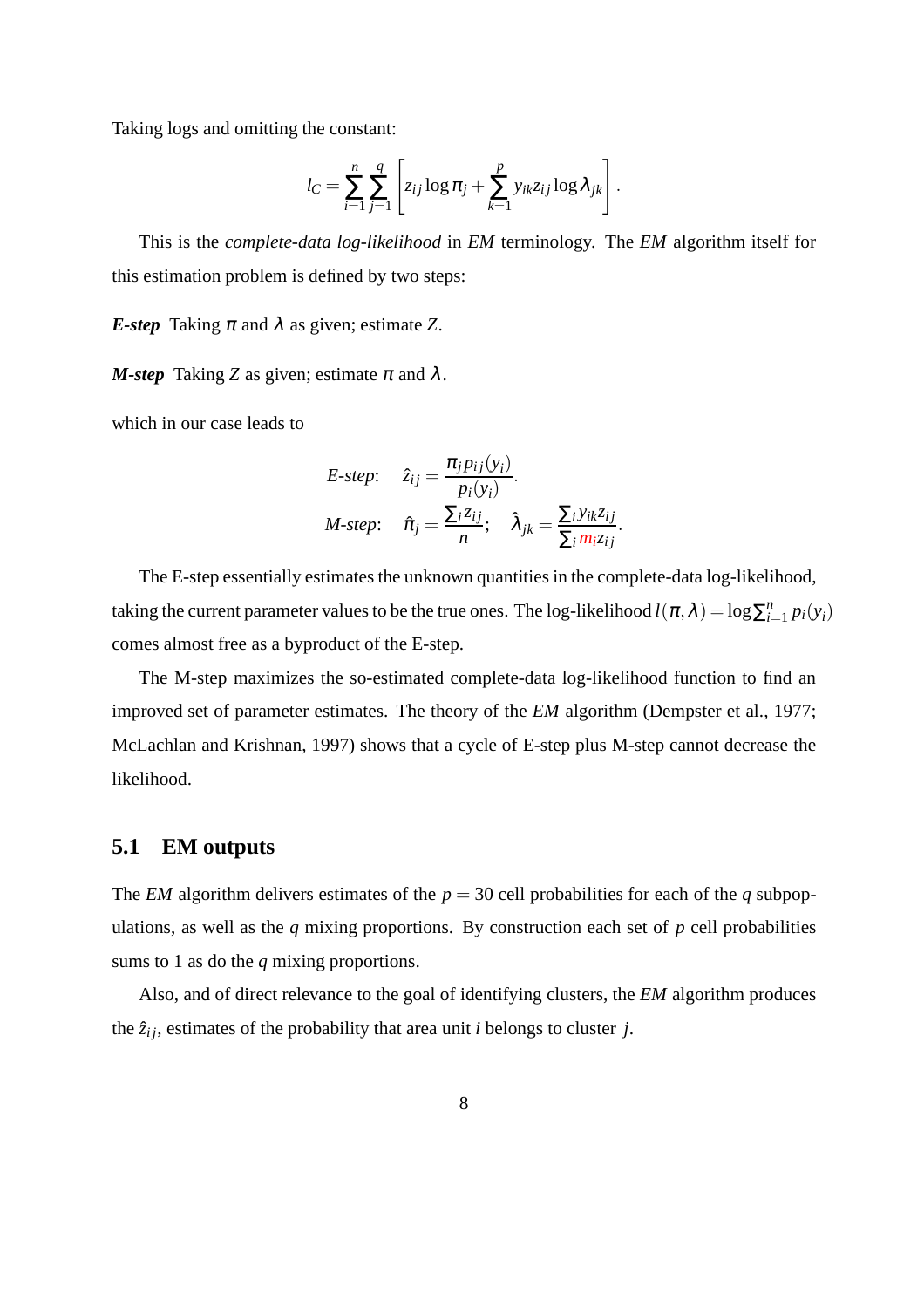Taking logs and omitting the constant:

$$l_C = \sum_{i=1}^{n} \sum_{j=1}^{q} \left[ z_{ij} \log \pi_j + \sum_{k=1}^{p} y_{ik} z_{ij} \log \lambda_{jk} \right].$$

This is the *complete-data log-likelihood* in *EM* terminology. The *EM* algorithm itself for this estimation problem is defined by two steps:

***E-step*** Taking $\pi$ and $\lambda$ as given; estimate $Z$.

***M-step*** Taking $Z$ as given; estimate $\pi$ and $\lambda$.

which in our case leads to

$$\textit{E-step}: \quad \hat{z}_{ij} = \frac{\pi_j p_{ij}(y_i)}{p_i(y_i)}.$$

$$\textit{M-step}: \quad \hat{\pi}_j = \frac{\sum_i z_{ij}}{n}; \quad \hat{\lambda}_{jk} = \frac{\sum_i y_{ik} z_{ij}}{\sum_i m_i z_{ij}}.$$

The E-step essentially estimates the unknown quantities in the complete-data log-likelihood, taking the current parameter values to be the true ones. The log-likelihood $l(\pi, \lambda) = \log \sum_{i=1}^{n} p_i(y_i)$ comes almost free as a byproduct of the E-step.

The M-step maximizes the so-estimated complete-data log-likelihood function to find an improved set of parameter estimates. The theory of the *EM* algorithm (Dempster et al., 1977; McLachlan and Krishnan, 1997) shows that a cycle of E-step plus M-step cannot decrease the likelihood.

## 5.1 EM outputs

The *EM* algorithm delivers estimates of the $p = 30$ cell probabilities for each of the $q$ subpopulations, as well as the $q$ mixing proportions. By construction each set of $p$ cell probabilities sums to 1 as do the $q$ mixing proportions.

Also, and of direct relevance to the goal of identifying clusters, the *EM* algorithm produces the $\hat{z}_{ij}$, estimates of the probability that area unit $i$ belongs to cluster $j$.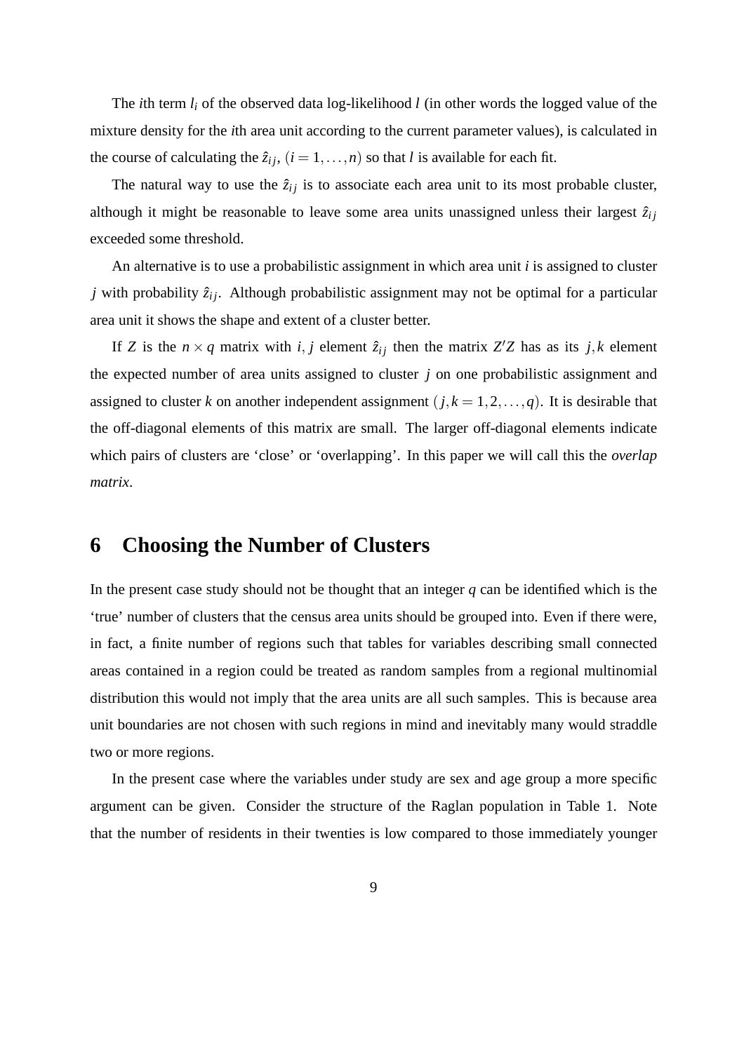The $i$th term $l_i$ of the observed data log-likelihood $l$ (in other words the logged value of the mixture density for the $i$th area unit according to the current parameter values), is calculated in the course of calculating the $\hat{z}_{ij}$, $(i = 1, \ldots, n)$ so that $l$ is available for each fit.

The natural way to use the $\hat{z}_{ij}$ is to associate each area unit to its most probable cluster, although it might be reasonable to leave some area units unassigned unless their largest $\hat{z}_{ij}$ exceeded some threshold.

An alternative is to use a probabilistic assignment in which area unit $i$ is assigned to cluster $j$ with probability $\hat{z}_{ij}$. Although probabilistic assignment may not be optimal for a particular area unit it shows the shape and extent of a cluster better.

If $Z$ is the $n \times q$ matrix with $i, j$ element $\hat{z}_{ij}$ then the matrix $Z'Z$ has as its $j, k$ element the expected number of area units assigned to cluster $j$ on one probabilistic assignment and assigned to cluster $k$ on another independent assignment $(j, k = 1, 2, \ldots, q)$. It is desirable that the off-diagonal elements of this matrix are small. The larger off-diagonal elements indicate which pairs of clusters are 'close' or 'overlapping'. In this paper we will call this the *overlap matrix*.

# 6 Choosing the Number of Clusters

In the present case study should not be thought that an integer $q$ can be identified which is the 'true' number of clusters that the census area units should be grouped into. Even if there were, in fact, a finite number of regions such that tables for variables describing small connected areas contained in a region could be treated as random samples from a regional multinomial distribution this would not imply that the area units are all such samples. This is because area unit boundaries are not chosen with such regions in mind and inevitably many would straddle two or more regions.

In the present case where the variables under study are sex and age group a more specific argument can be given. Consider the structure of the Raglan population in Table 1. Note that the number of residents in their twenties is low compared to those immediately younger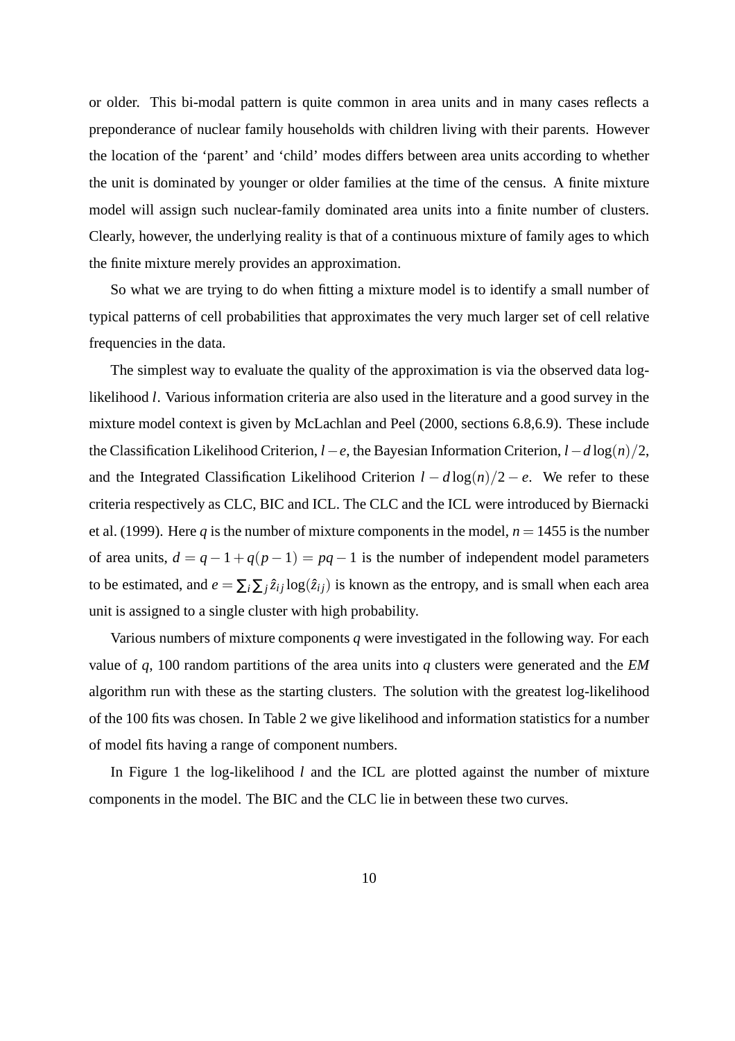or older. This bi-modal pattern is quite common in area units and in many cases reflects a preponderance of nuclear family households with children living with their parents. However the location of the 'parent' and 'child' modes differs between area units according to whether the unit is dominated by younger or older families at the time of the census. A finite mixture model will assign such nuclear-family dominated area units into a finite number of clusters. Clearly, however, the underlying reality is that of a continuous mixture of family ages to which the finite mixture merely provides an approximation.

So what we are trying to do when fitting a mixture model is to identify a small number of typical patterns of cell probabilities that approximates the very much larger set of cell relative frequencies in the data.

The simplest way to evaluate the quality of the approximation is via the observed data log-likelihood $l$. Various information criteria are also used in the literature and a good survey in the mixture model context is given by McLachlan and Peel (2000, sections 6.8,6.9). These include the Classification Likelihood Criterion, $l-e$, the Bayesian Information Criterion, $l-d\log(n)/2$, and the Integrated Classification Likelihood Criterion $l-d\log(n)/2-e$. We refer to these criteria respectively as CLC, BIC and ICL. The CLC and the ICL were introduced by Biernacki et al. (1999). Here $q$ is the number of mixture components in the model, $n=1455$ is the number of area units, $d=q-1+q(p-1)=pq-1$ is the number of independent model parameters to be estimated, and $e=\sum_i\sum_j \hat{z}_{ij}\log(\hat{z}_{ij})$ is known as the entropy, and is small when each area unit is assigned to a single cluster with high probability.

Various numbers of mixture components $q$ were investigated in the following way. For each value of $q$, 100 random partitions of the area units into $q$ clusters were generated and the *EM* algorithm run with these as the starting clusters. The solution with the greatest log-likelihood of the 100 fits was chosen. In Table 2 we give likelihood and information statistics for a number of model fits having a range of component numbers.

In Figure 1 the log-likelihood $l$ and the ICL are plotted against the number of mixture components in the model. The BIC and the CLC lie in between these two curves.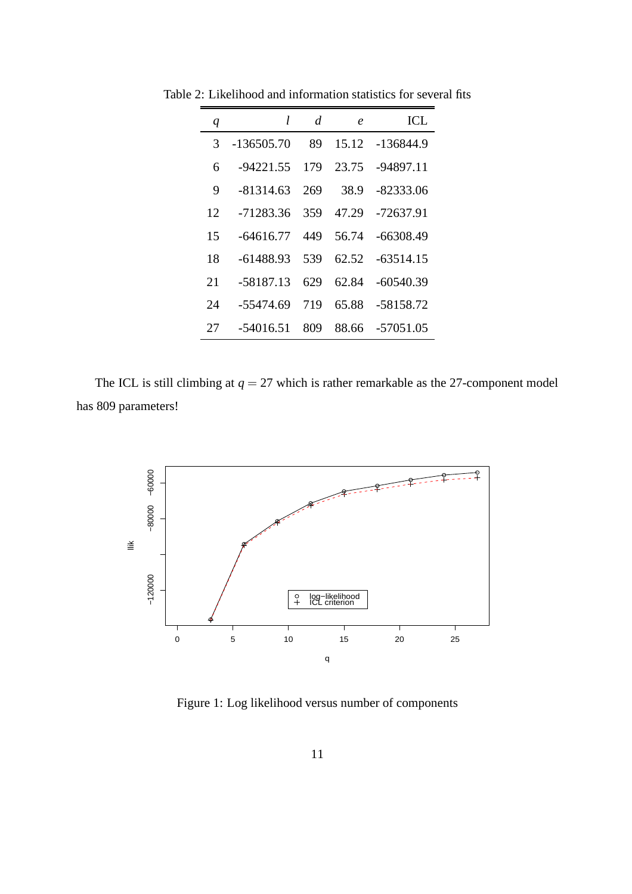Table 2: Likelihood and information statistics for several fits

| $q$ | $l$ | $d$ | $e$ | ICL |
|---|---|---|---|---|
| 3 | -136505.70 | 89 | 15.12 | -136844.9 |
| 6 | -94221.55 | 179 | 23.75 | -94897.11 |
| 9 | -81314.63 | 269 | 38.9 | -82333.06 |
| 12 | -71283.36 | 359 | 47.29 | -72637.91 |
| 15 | -64616.77 | 449 | 56.74 | -66308.49 |
| 18 | -61488.93 | 539 | 62.52 | -63514.15 |
| 21 | -58187.13 | 629 | 62.84 | -60540.39 |
| 24 | -55474.69 | 719 | 65.88 | -58158.72 |
| 27 | -54016.51 | 809 | 88.66 | -57051.05 |

The ICL is still climbing at $q = 27$ which is rather remarkable as the 27-component model has 809 parameters!

Figure 1: Log likelihood versus number of components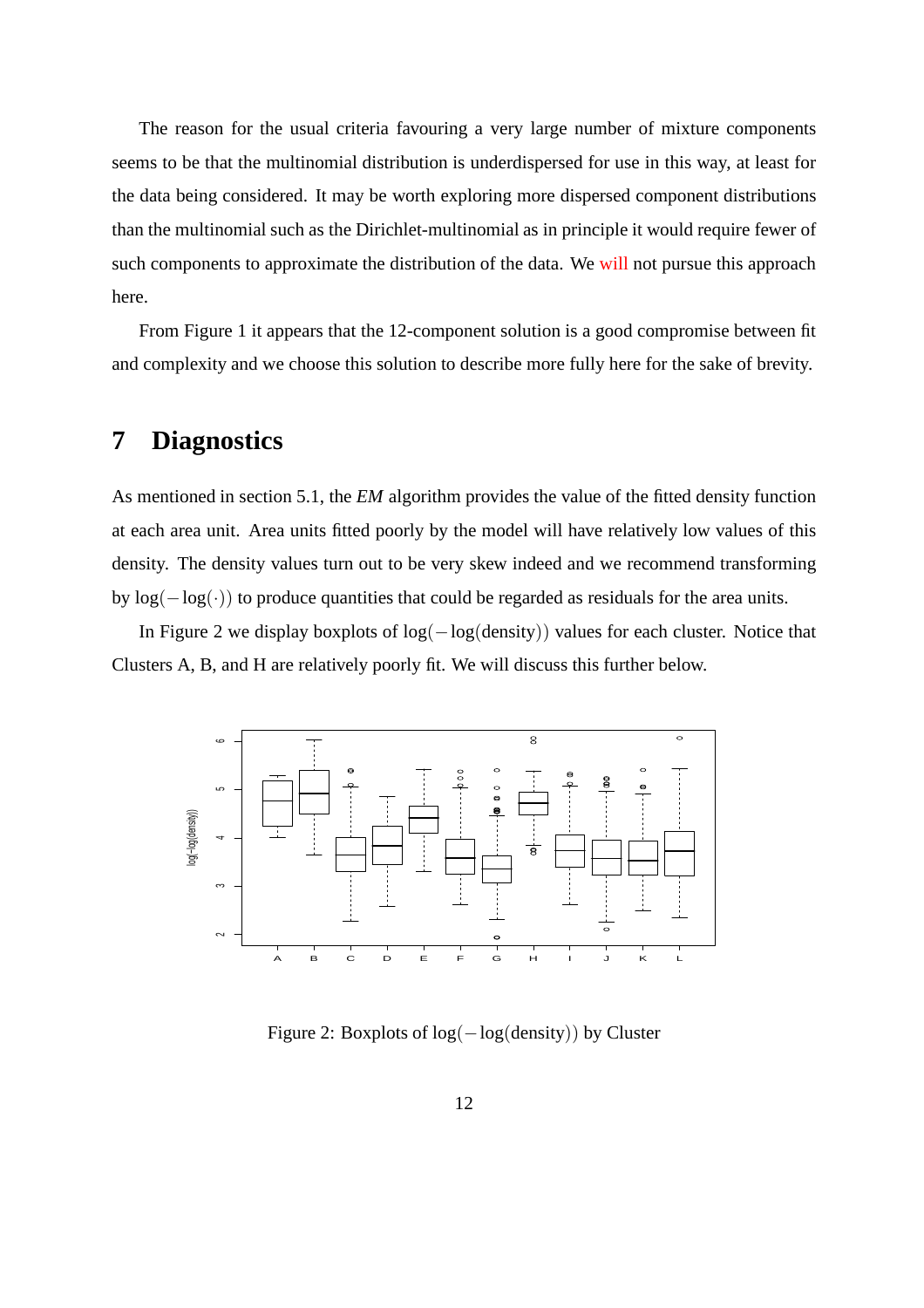The reason for the usual criteria favouring a very large number of mixture components seems to be that the multinomial distribution is underdispersed for use in this way, at least for the data being considered. It may be worth exploring more dispersed component distributions than the multinomial such as the Dirichlet-multinomial as in principle it would require fewer of such components to approximate the distribution of the data. We will not pursue this approach here.

From Figure 1 it appears that the 12-component solution is a good compromise between fit and complexity and we choose this solution to describe more fully here for the sake of brevity.

# 7 Diagnostics

As mentioned in section 5.1, the *EM* algorithm provides the value of the fitted density function at each area unit. Area units fitted poorly by the model will have relatively low values of this density. The density values turn out to be very skew indeed and we recommend transforming by $\log(-\log(\cdot))$ to produce quantities that could be regarded as residuals for the area units.

In Figure 2 we display boxplots of $\log(-\log(\text{density}))$ values for each cluster. Notice that Clusters A, B, and H are relatively poorly fit. We will discuss this further below.

Figure 2: Boxplots of $\log(-\log(\text{density}))$ by Cluster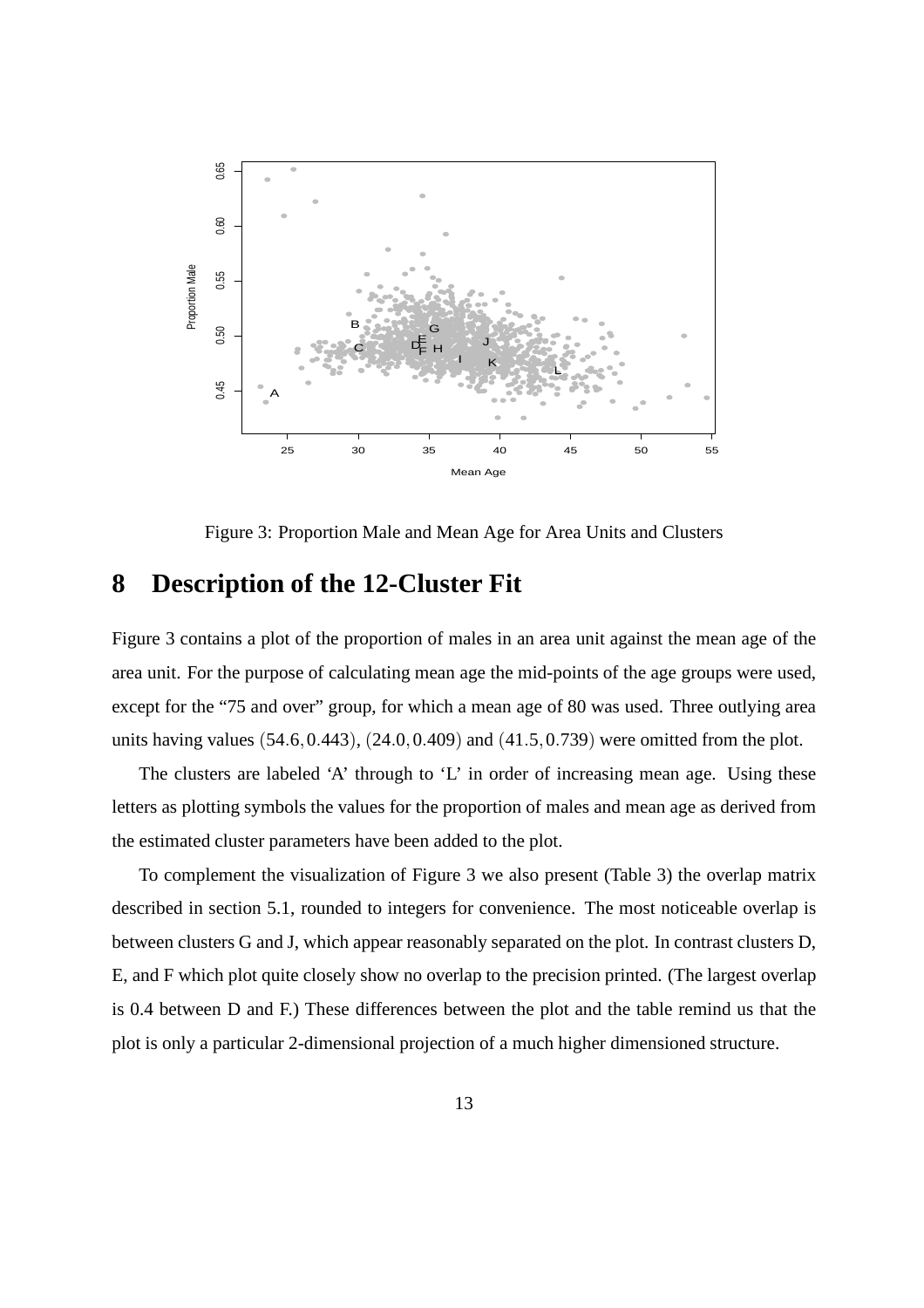Figure 3: Proportion Male and Mean Age for Area Units and Clusters

## 8 Description of the 12-Cluster Fit

Figure 3 contains a plot of the proportion of males in an area unit against the mean age of the area unit. For the purpose of calculating mean age the mid-points of the age groups were used, except for the "75 and over" group, for which a mean age of 80 was used. Three outlying area units having values $(54.6, 0.443)$, $(24.0, 0.409)$ and $(41.5, 0.739)$ were omitted from the plot.

The clusters are labeled 'A' through to 'L' in order of increasing mean age. Using these letters as plotting symbols the values for the proportion of males and mean age as derived from the estimated cluster parameters have been added to the plot.

To complement the visualization of Figure 3 we also present (Table 3) the overlap matrix described in section 5.1, rounded to integers for convenience. The most noticeable overlap is between clusters G and J, which appear reasonably separated on the plot. In contrast clusters D, E, and F which plot quite closely show no overlap to the precision printed. (The largest overlap is 0.4 between D and F.) These differences between the plot and the table remind us that the plot is only a particular 2-dimensional projection of a much higher dimensioned structure.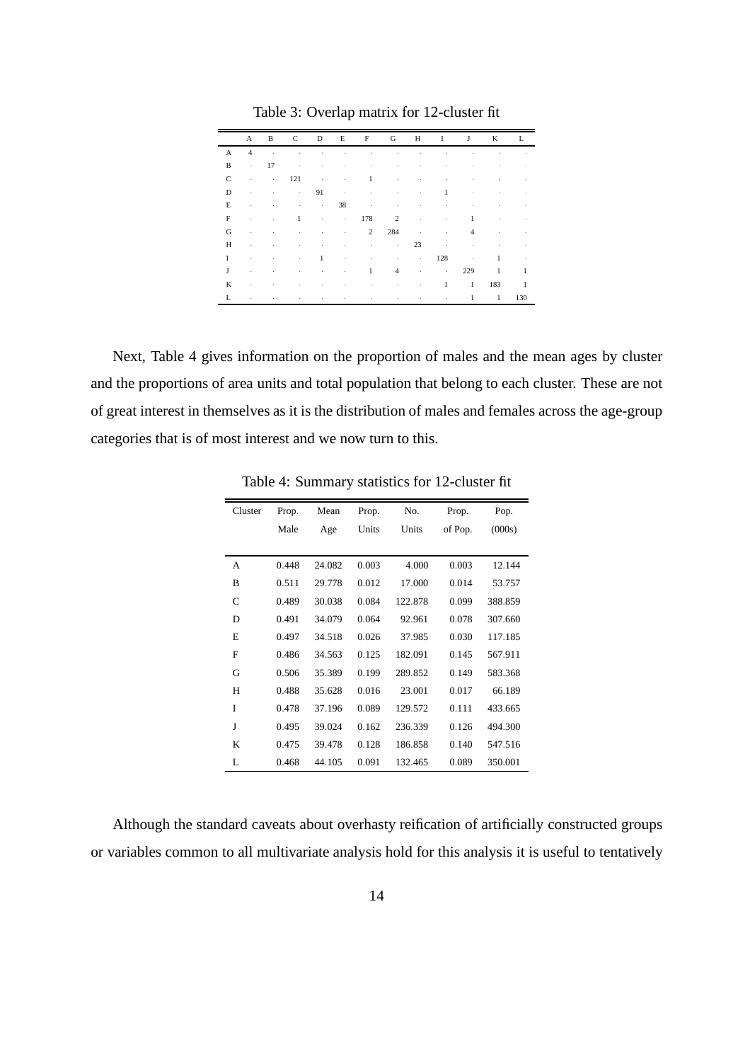Table 3: Overlap matrix for 12-cluster fit

| | A | B | C | D | E | F | G | H | I | J | K | L |
|---|---|---|---|---|---|---|---|---|---|---|---|---|
| A | 4 | · | · | · | · | · | · | · | · | · | · | · |
| B | · | 17 | · | · | · | · | · | · | · | · | · | · |
| C | · | · | 121 | · | · | 1 | · | · | · | · | · | · |
| D | · | · | · | 91 | · | · | · | · | 1 | · | · | · |
| E | · | · | · | · | 38 | · | · | · | · | · | · | · |
| F | · | · | 1 | · | · | 178 | 2 | · | · | 1 | · | · |
| G | · | · | · | · | · | 2 | 284 | · | · | 4 | · | · |
| H | · | · | · | · | · | · | · | 23 | · | · | · | · |
| I | · | · | · | 1 | · | · | · | · | 128 | · | 1 | · |
| J | · | · | · | · | · | 1 | 4 | · | · | 229 | 1 | 1 |
| K | · | · | · | · | · | · | · | · | 1 | 1 | 183 | 1 |
| L | · | · | · | · | · | · | · | · | · | 1 | 1 | 130 |

Next, Table 4 gives information on the proportion of males and the mean ages by cluster and the proportions of area units and total population that belong to each cluster. These are not of great interest in themselves as it is the distribution of males and females across the age-group categories that is of most interest and we now turn to this.

Table 4: Summary statistics for 12-cluster fit

| Cluster | Prop. Male | Mean Age | Prop. Units | No. Units | Prop. of Pop. | Pop. (000s) |
|---|---|---|---|---|---|---|
| A | 0.448 | 24.082 | 0.003 | 4.000 | 0.003 | 12.144 |
| B | 0.511 | 29.778 | 0.012 | 17.000 | 0.014 | 53.757 |
| C | 0.489 | 30.038 | 0.084 | 122.878 | 0.099 | 388.859 |
| D | 0.491 | 34.079 | 0.064 | 92.961 | 0.078 | 307.660 |
| E | 0.497 | 34.518 | 0.026 | 37.985 | 0.030 | 117.185 |
| F | 0.486 | 34.563 | 0.125 | 182.091 | 0.145 | 567.911 |
| G | 0.506 | 35.389 | 0.199 | 289.852 | 0.149 | 583.368 |
| H | 0.488 | 35.628 | 0.016 | 23.001 | 0.017 | 66.189 |
| I | 0.478 | 37.196 | 0.089 | 129.572 | 0.111 | 433.665 |
| J | 0.495 | 39.024 | 0.162 | 236.339 | 0.126 | 494.300 |
| K | 0.475 | 39.478 | 0.128 | 186.858 | 0.140 | 547.516 |
| L | 0.468 | 44.105 | 0.091 | 132.465 | 0.089 | 350.001 |

Although the standard caveats about overhasty reification of artificially constructed groups or variables common to all multivariate analysis hold for this analysis it is useful to tentatively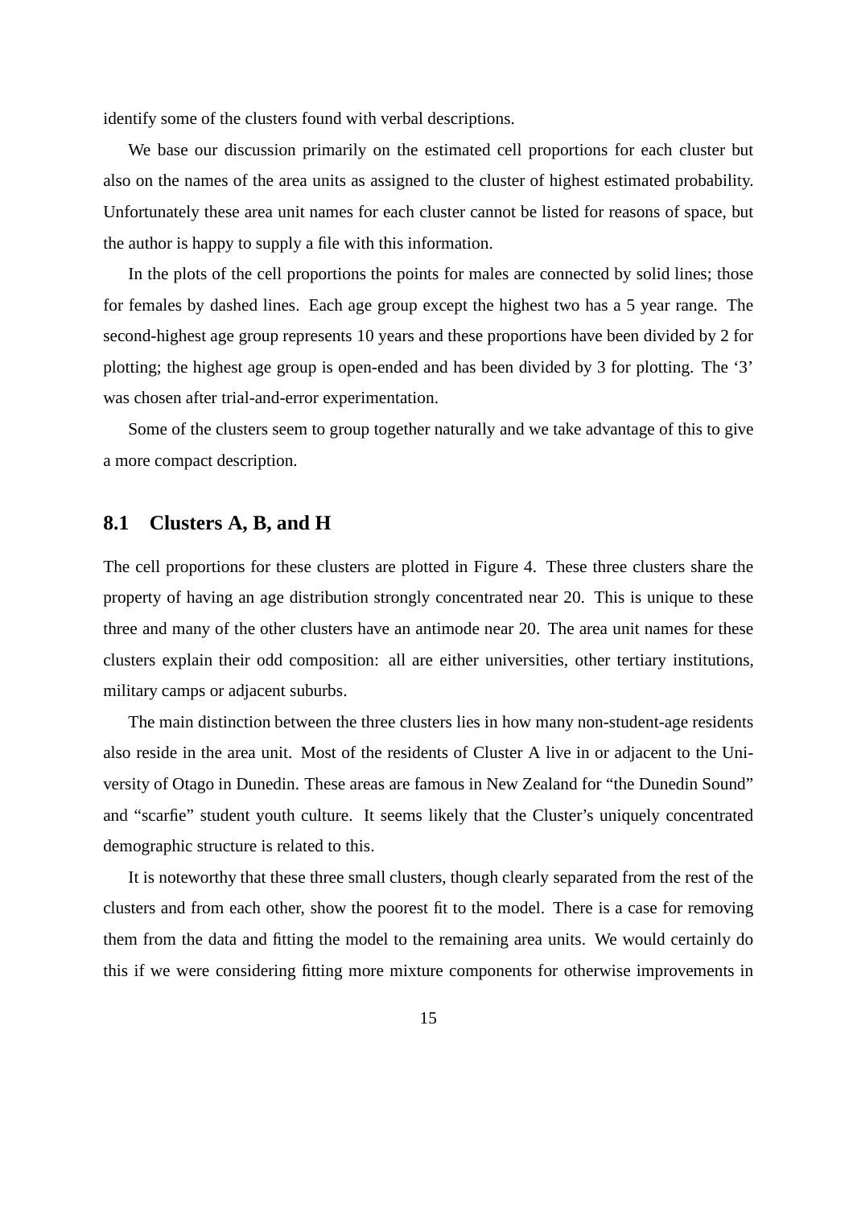identify some of the clusters found with verbal descriptions.

We base our discussion primarily on the estimated cell proportions for each cluster but also on the names of the area units as assigned to the cluster of highest estimated probability. Unfortunately these area unit names for each cluster cannot be listed for reasons of space, but the author is happy to supply a file with this information.

In the plots of the cell proportions the points for males are connected by solid lines; those for females by dashed lines. Each age group except the highest two has a 5 year range. The second-highest age group represents 10 years and these proportions have been divided by 2 for plotting; the highest age group is open-ended and has been divided by 3 for plotting. The '3' was chosen after trial-and-error experimentation.

Some of the clusters seem to group together naturally and we take advantage of this to give a more compact description.

## 8.1 Clusters A, B, and H

The cell proportions for these clusters are plotted in Figure 4. These three clusters share the property of having an age distribution strongly concentrated near 20. This is unique to these three and many of the other clusters have an antimode near 20. The area unit names for these clusters explain their odd composition: all are either universities, other tertiary institutions, military camps or adjacent suburbs.

The main distinction between the three clusters lies in how many non-student-age residents also reside in the area unit. Most of the residents of Cluster A live in or adjacent to the University of Otago in Dunedin. These areas are famous in New Zealand for "the Dunedin Sound" and "scarfie" student youth culture. It seems likely that the Cluster's uniquely concentrated demographic structure is related to this.

It is noteworthy that these three small clusters, though clearly separated from the rest of the clusters and from each other, show the poorest fit to the model. There is a case for removing them from the data and fitting the model to the remaining area units. We would certainly do this if we were considering fitting more mixture components for otherwise improvements in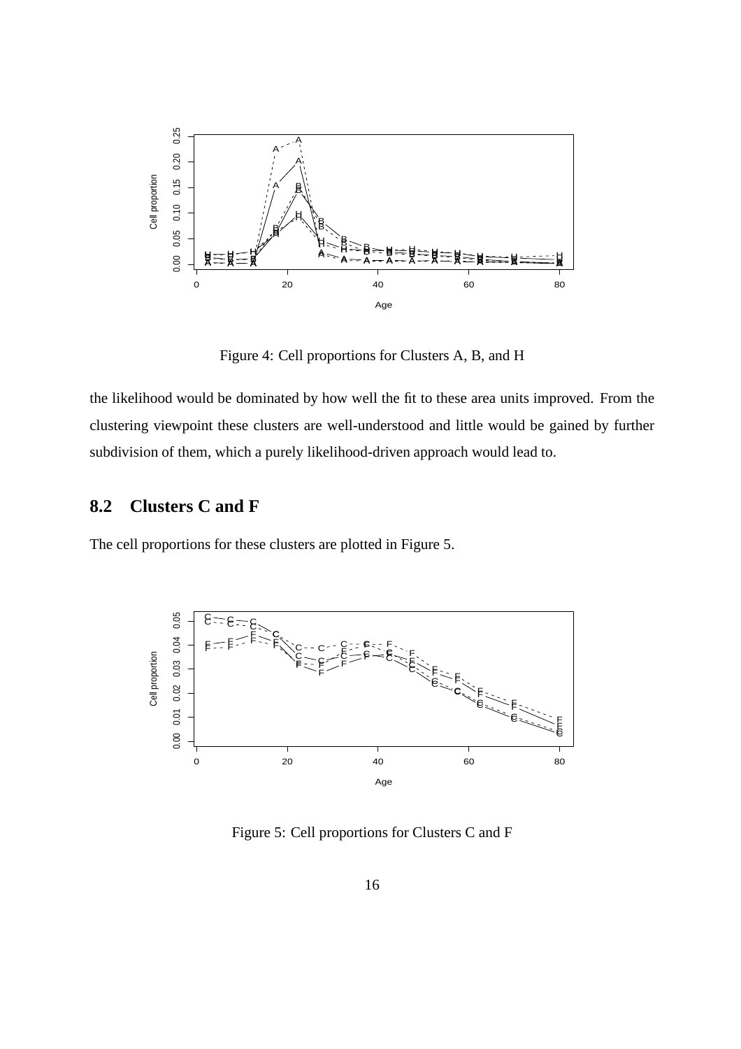Figure 4: Cell proportions for Clusters A, B, and H

the likelihood would be dominated by how well the fit to these area units improved. From the clustering viewpoint these clusters are well-understood and little would be gained by further subdivision of them, which a purely likelihood-driven approach would lead to.

## 8.2 Clusters C and F

The cell proportions for these clusters are plotted in Figure 5.

Figure 5: Cell proportions for Clusters C and F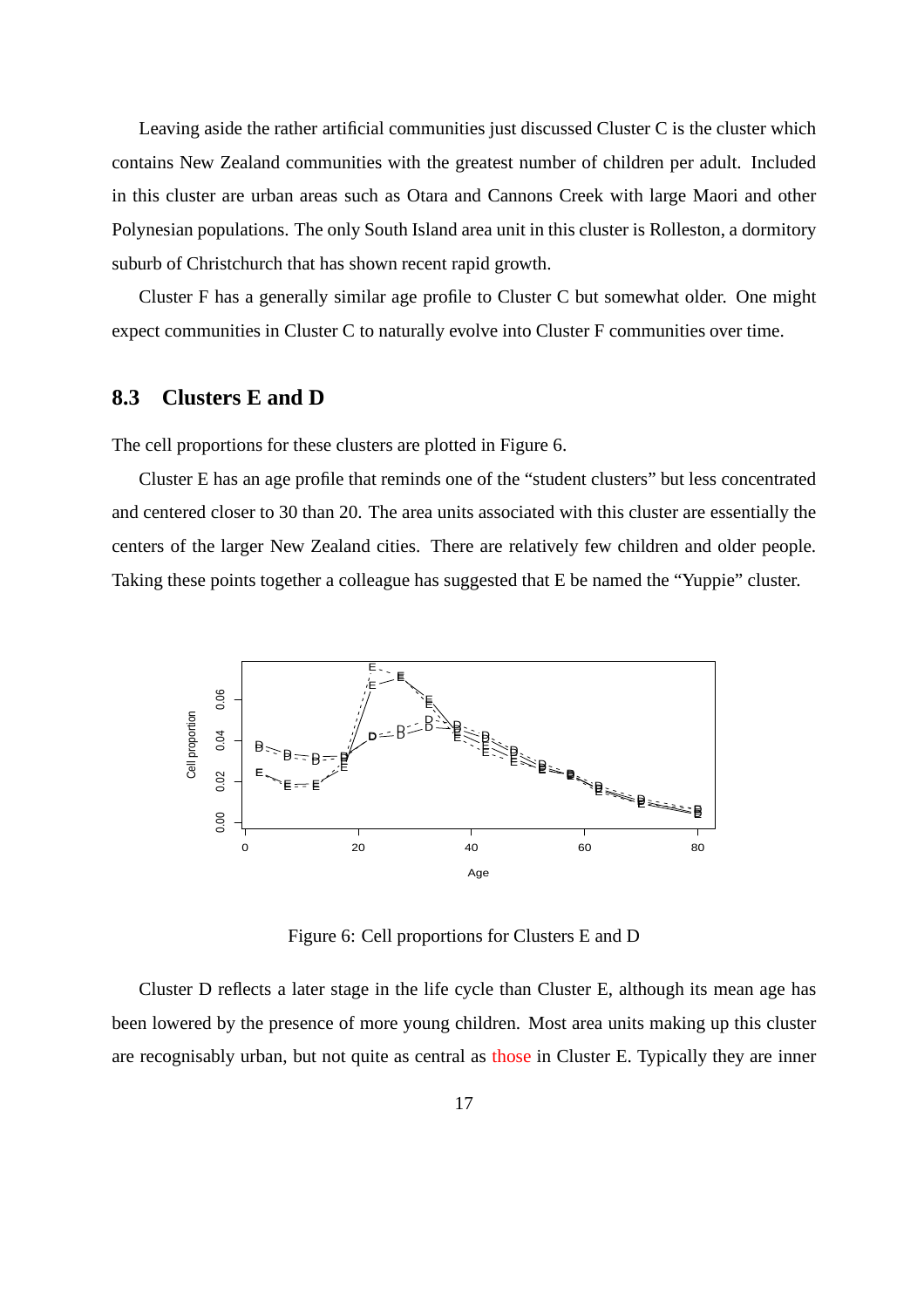Leaving aside the rather artificial communities just discussed Cluster C is the cluster which contains New Zealand communities with the greatest number of children per adult. Included in this cluster are urban areas such as Otara and Cannons Creek with large Maori and other Polynesian populations. The only South Island area unit in this cluster is Rolleston, a dormitory suburb of Christchurch that has shown recent rapid growth.

Cluster F has a generally similar age profile to Cluster C but somewhat older. One might expect communities in Cluster C to naturally evolve into Cluster F communities over time.

## 8.3 Clusters E and D

The cell proportions for these clusters are plotted in Figure 6.

Cluster E has an age profile that reminds one of the "student clusters" but less concentrated and centered closer to 30 than 20. The area units associated with this cluster are essentially the centers of the larger New Zealand cities. There are relatively few children and older people. Taking these points together a colleague has suggested that E be named the "Yuppie" cluster.

Figure 6: Cell proportions for Clusters E and D

Cluster D reflects a later stage in the life cycle than Cluster E, although its mean age has been lowered by the presence of more young children. Most area units making up this cluster are recognisably urban, but not quite as central as those in Cluster E. Typically they are inner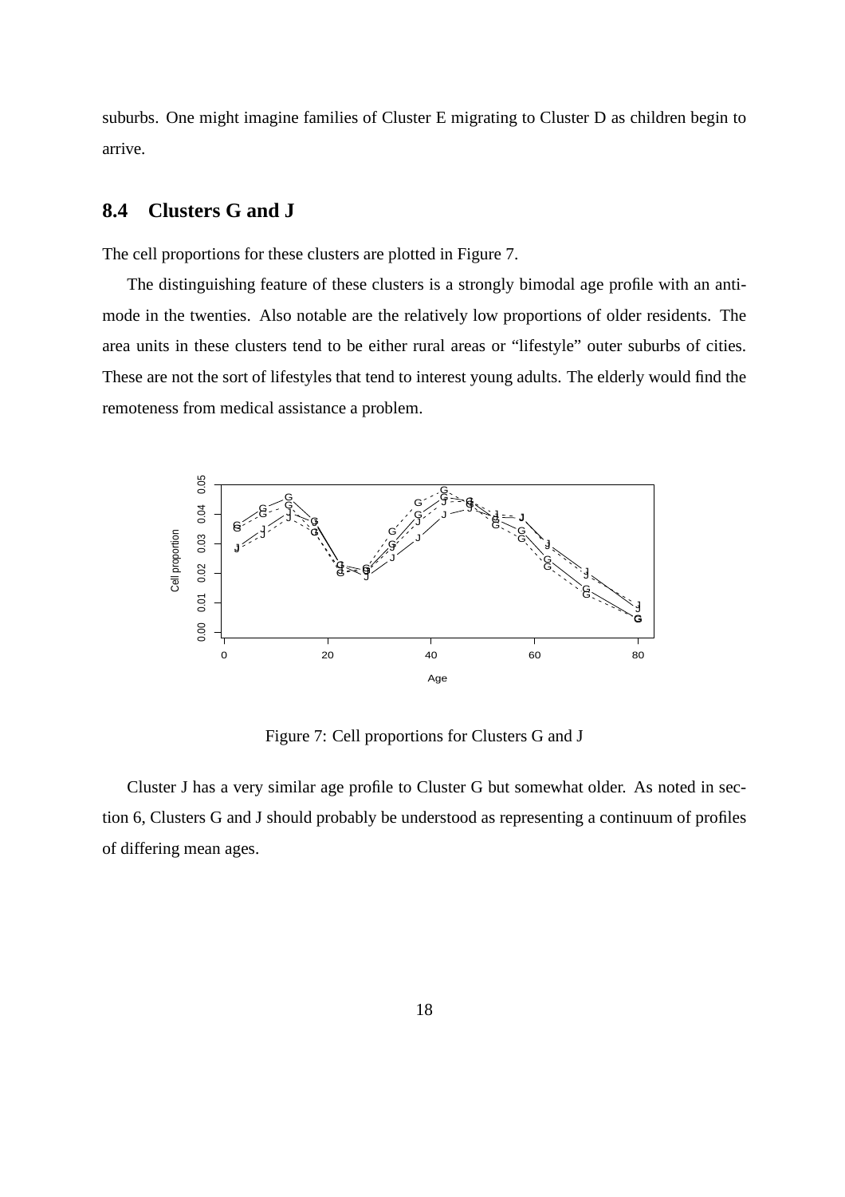suburbs. One might imagine families of Cluster E migrating to Cluster D as children begin to arrive.

## 8.4 Clusters G and J

The cell proportions for these clusters are plotted in Figure 7.

The distinguishing feature of these clusters is a strongly bimodal age profile with an anti-mode in the twenties. Also notable are the relatively low proportions of older residents. The area units in these clusters tend to be either rural areas or "lifestyle" outer suburbs of cities. These are not the sort of lifestyles that tend to interest young adults. The elderly would find the remoteness from medical assistance a problem.

Figure 7: Cell proportions for Clusters G and J

Cluster J has a very similar age profile to Cluster G but somewhat older. As noted in section 6, Clusters G and J should probably be understood as representing a continuum of profiles of differing mean ages.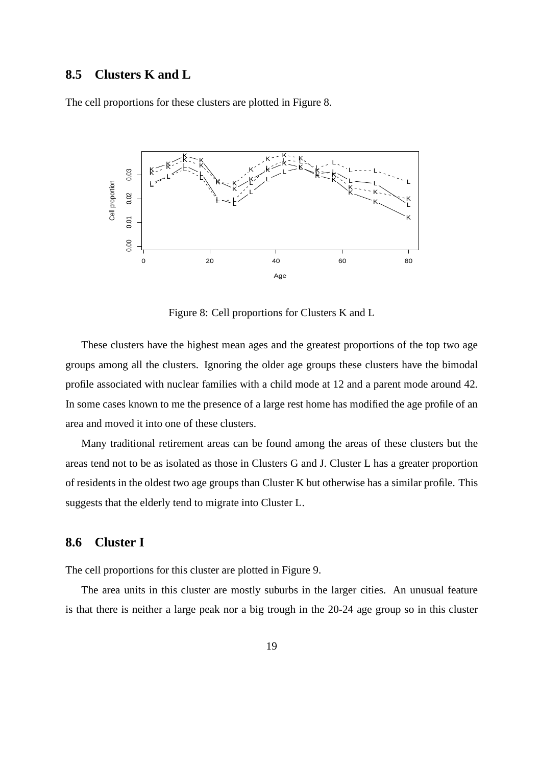## 8.5 Clusters K and L

The cell proportions for these clusters are plotted in Figure 8.

Figure 8: Cell proportions for Clusters K and L

These clusters have the highest mean ages and the greatest proportions of the top two age groups among all the clusters. Ignoring the older age groups these clusters have the bimodal profile associated with nuclear families with a child mode at 12 and a parent mode around 42. In some cases known to me the presence of a large rest home has modified the age profile of an area and moved it into one of these clusters.

Many traditional retirement areas can be found among the areas of these clusters but the areas tend not to be as isolated as those in Clusters G and J. Cluster L has a greater proportion of residents in the oldest two age groups than Cluster K but otherwise has a similar profile. This suggests that the elderly tend to migrate into Cluster L.

## 8.6 Cluster I

The cell proportions for this cluster are plotted in Figure 9.

The area units in this cluster are mostly suburbs in the larger cities. An unusual feature is that there is neither a large peak nor a big trough in the 20-24 age group so in this cluster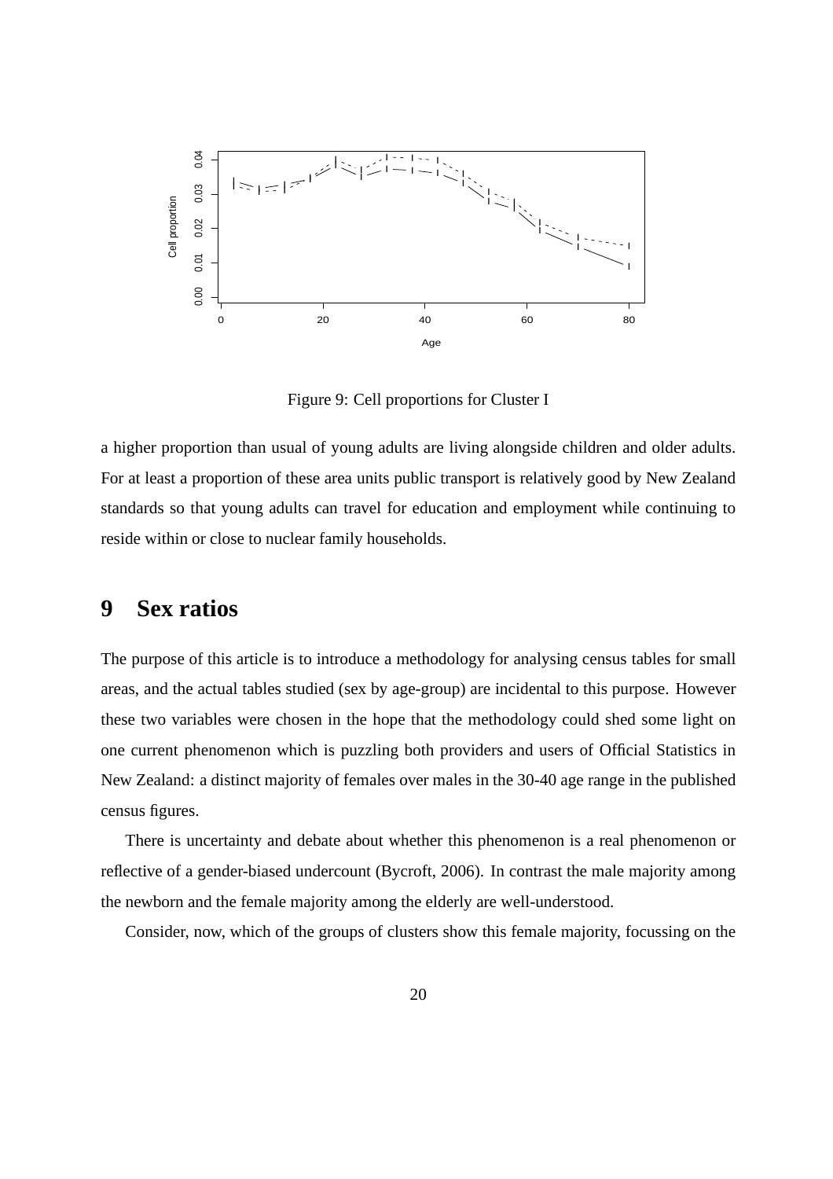Figure 9: Cell proportions for Cluster I

a higher proportion than usual of young adults are living alongside children and older adults. For at least a proportion of these area units public transport is relatively good by New Zealand standards so that young adults can travel for education and employment while continuing to reside within or close to nuclear family households.

# 9 Sex ratios

The purpose of this article is to introduce a methodology for analysing census tables for small areas, and the actual tables studied (sex by age-group) are incidental to this purpose. However these two variables were chosen in the hope that the methodology could shed some light on one current phenomenon which is puzzling both providers and users of Official Statistics in New Zealand: a distinct majority of females over males in the 30-40 age range in the published census figures.

There is uncertainty and debate about whether this phenomenon is a real phenomenon or reflective of a gender-biased undercount (Bycroft, 2006). In contrast the male majority among the newborn and the female majority among the elderly are well-understood.

Consider, now, which of the groups of clusters show this female majority, focussing on the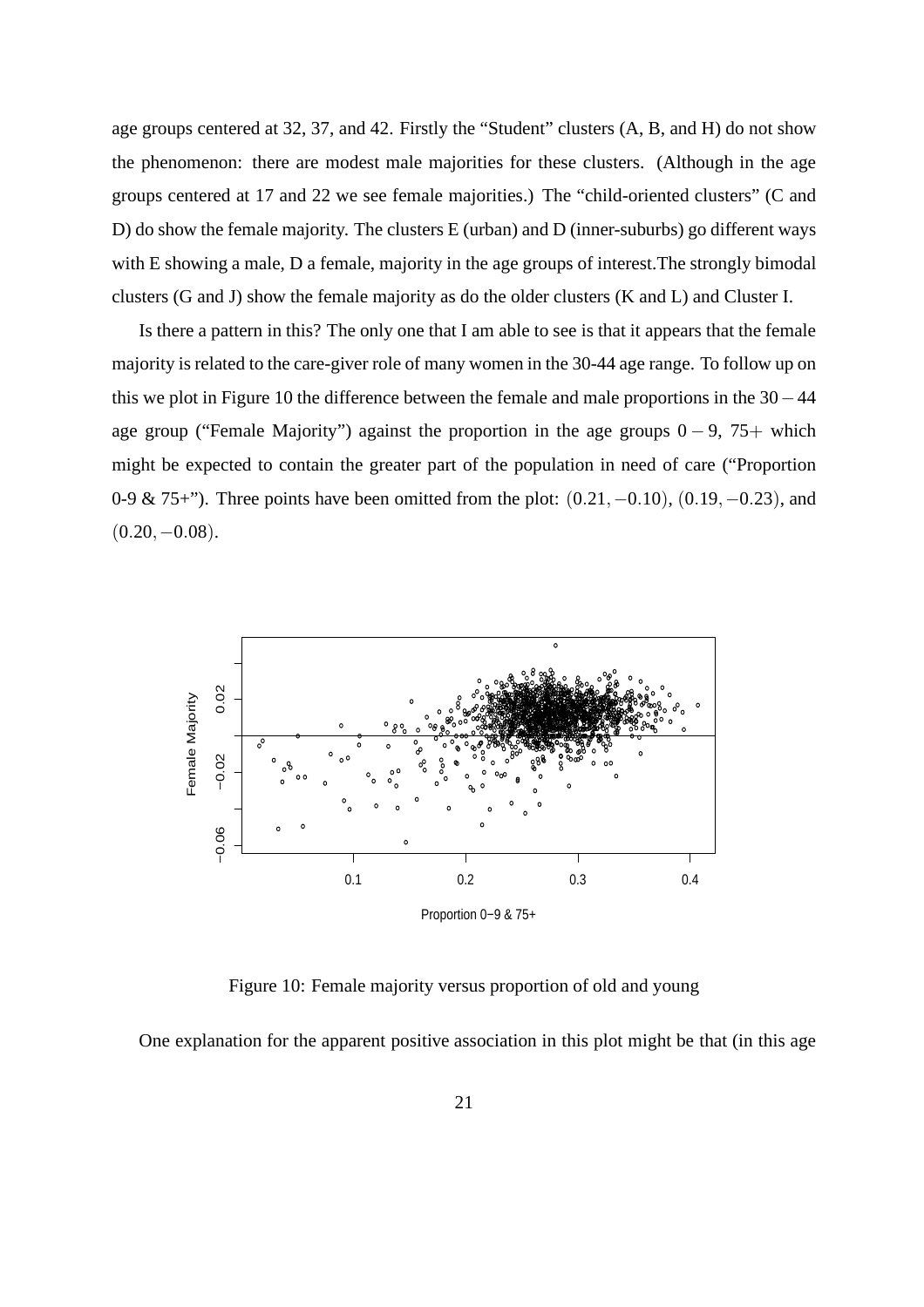age groups centered at 32, 37, and 42. Firstly the "Student" clusters (A, B, and H) do not show the phenomenon: there are modest male majorities for these clusters. (Although in the age groups centered at 17 and 22 we see female majorities.) The "child-oriented clusters" (C and D) do show the female majority. The clusters E (urban) and D (inner-suburbs) go different ways with E showing a male, D a female, majority in the age groups of interest.The strongly bimodal clusters (G and J) show the female majority as do the older clusters (K and L) and Cluster I.

Is there a pattern in this? The only one that I am able to see is that it appears that the female majority is related to the care-giver role of many women in the 30-44 age range. To follow up on this we plot in Figure 10 the difference between the female and male proportions in the $30-44$ age group ("Female Majority") against the proportion in the age groups $0-9$, $75+$ which might be expected to contain the greater part of the population in need of care ("Proportion 0-9 & 75+"). Three points have been omitted from the plot: $(0.21, -0.10)$, $(0.19, -0.23)$, and $(0.20, -0.08)$.

Figure 10: Female majority versus proportion of old and young

One explanation for the apparent positive association in this plot might be that (in this age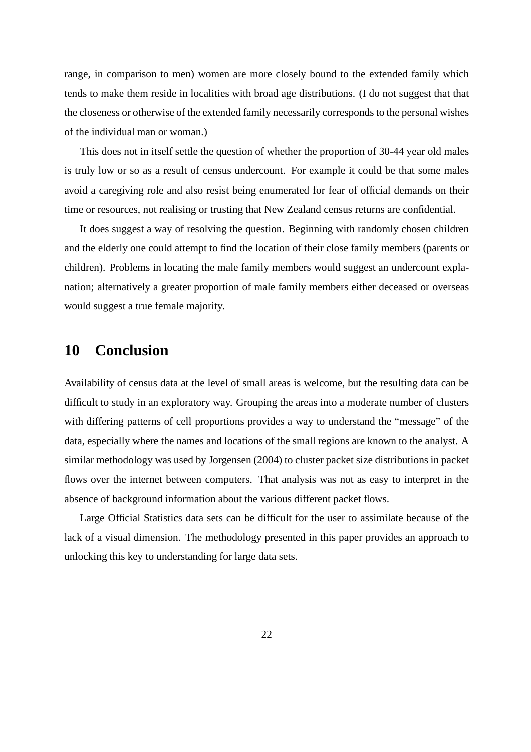range, in comparison to men) women are more closely bound to the extended family which tends to make them reside in localities with broad age distributions. (I do not suggest that that the closeness or otherwise of the extended family necessarily corresponds to the personal wishes of the individual man or woman.)

This does not in itself settle the question of whether the proportion of 30-44 year old males is truly low or so as a result of census undercount. For example it could be that some males avoid a caregiving role and also resist being enumerated for fear of official demands on their time or resources, not realising or trusting that New Zealand census returns are confidential.

It does suggest a way of resolving the question. Beginning with randomly chosen children and the elderly one could attempt to find the location of their close family members (parents or children). Problems in locating the male family members would suggest an undercount explanation; alternatively a greater proportion of male family members either deceased or overseas would suggest a true female majority.

## 10 Conclusion

Availability of census data at the level of small areas is welcome, but the resulting data can be difficult to study in an exploratory way. Grouping the areas into a moderate number of clusters with differing patterns of cell proportions provides a way to understand the "message" of the data, especially where the names and locations of the small regions are known to the analyst. A similar methodology was used by Jorgensen (2004) to cluster packet size distributions in packet flows over the internet between computers. That analysis was not as easy to interpret in the absence of background information about the various different packet flows.

Large Official Statistics data sets can be difficult for the user to assimilate because of the lack of a visual dimension. The methodology presented in this paper provides an approach to unlocking this key to understanding for large data sets.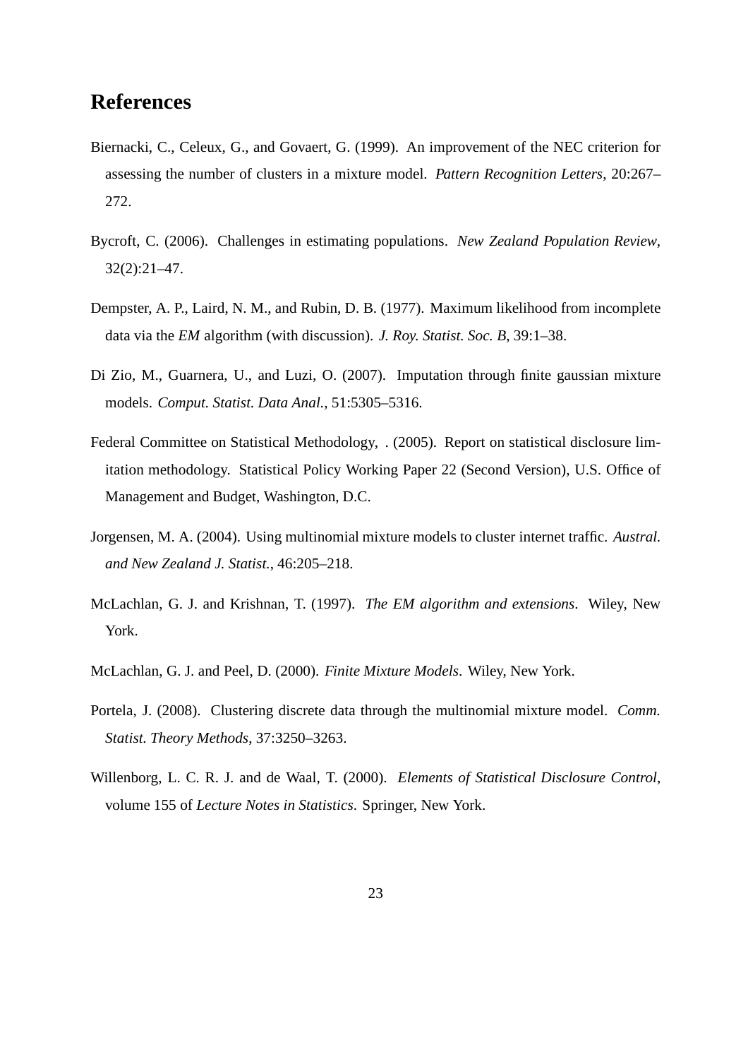# References

Biernacki, C., Celeux, G., and Govaert, G. (1999). An improvement of the NEC criterion for assessing the number of clusters in a mixture model. *Pattern Recognition Letters*, 20:267–272.

Bycroft, C. (2006). Challenges in estimating populations. *New Zealand Population Review*, 32(2):21–47.

Dempster, A. P., Laird, N. M., and Rubin, D. B. (1977). Maximum likelihood from incomplete data via the *EM* algorithm (with discussion). *J. Roy. Statist. Soc. B*, 39:1–38.

Di Zio, M., Guarnera, U., and Luzi, O. (2007). Imputation through finite gaussian mixture models. *Comput. Statist. Data Anal.*, 51:5305–5316.

Federal Committee on Statistical Methodology, . (2005). Report on statistical disclosure limitation methodology. Statistical Policy Working Paper 22 (Second Version), U.S. Office of Management and Budget, Washington, D.C.

Jorgensen, M. A. (2004). Using multinomial mixture models to cluster internet traffic. *Austral. and New Zealand J. Statist.*, 46:205–218.

McLachlan, G. J. and Krishnan, T. (1997). *The EM algorithm and extensions*. Wiley, New York.

McLachlan, G. J. and Peel, D. (2000). *Finite Mixture Models*. Wiley, New York.

Portela, J. (2008). Clustering discrete data through the multinomial mixture model. *Comm. Statist. Theory Methods*, 37:3250–3263.

Willenborg, L. C. R. J. and de Waal, T. (2000). *Elements of Statistical Disclosure Control*, volume 155 of *Lecture Notes in Statistics*. Springer, New York.